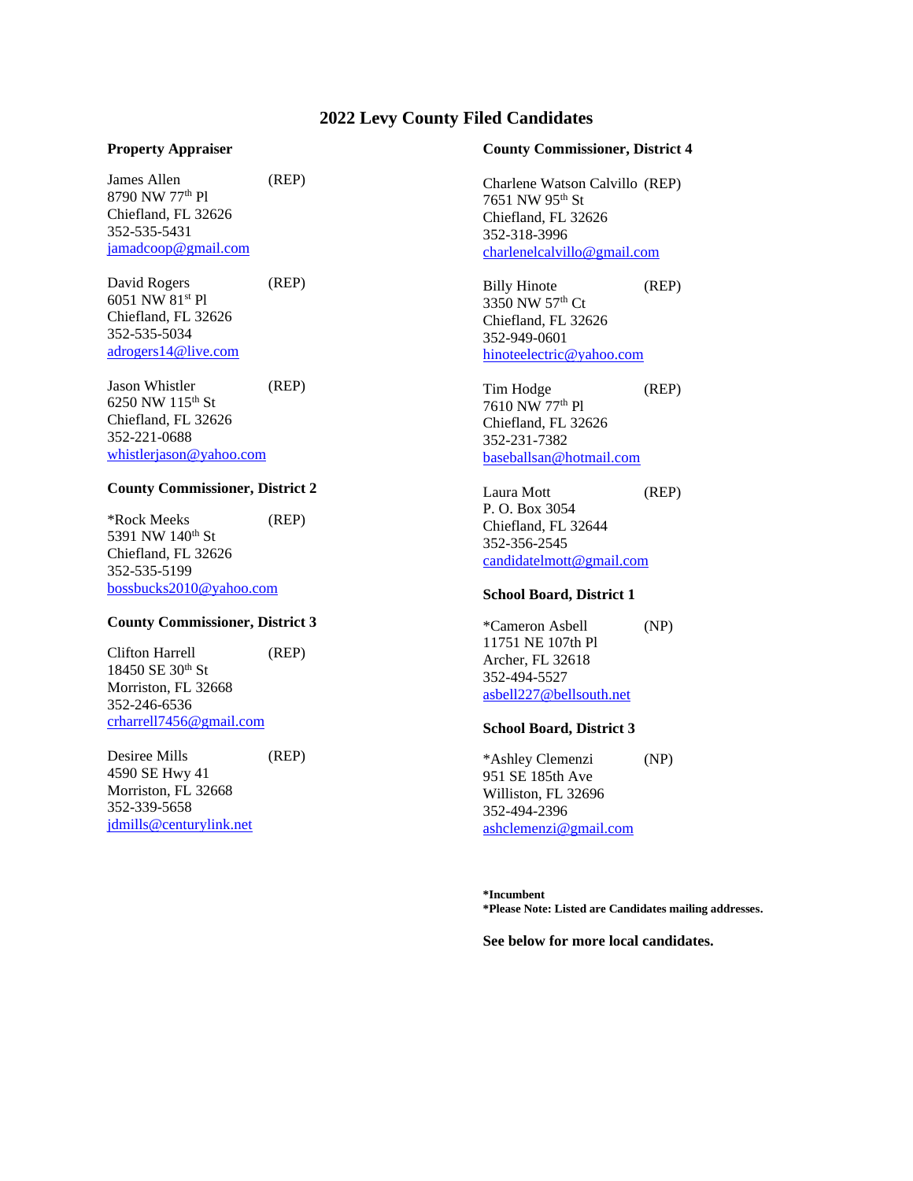# 2022 Levy County Filed Candidates

## Property Appraiser

James Allen (REP)
8790 NW 77th Pl
Chiefland, FL 32626
352-535-5431
jamadcoop@gmail.com

David Rogers (REP)
6051 NW 81st Pl
Chiefland, FL 32626
352-535-5034
adrogers14@live.com

Jason Whistler (REP)
6250 NW 115th St
Chiefland, FL 32626
352-221-0688
whistlerjason@yahoo.com

## County Commissioner, District 2

*Rock Meeks (REP)
5391 NW 140th St
Chiefland, FL 32626
352-535-5199
bossbucks2010@yahoo.com

## County Commissioner, District 3

Clifton Harrell (REP)
18450 SE 30th St
Morriston, FL 32668
352-246-6536
crharrell7456@gmail.com

Desiree Mills (REP)
4590 SE Hwy 41
Morriston, FL 32668
352-339-5658
jdmills@centurylink.net

## County Commissioner, District 4

Charlene Watson Calvillo (REP)
7651 NW 95th St
Chiefland, FL 32626
352-318-3996
charlenelcalvillo@gmail.com

Billy Hinote (REP)
3350 NW 57th Ct
Chiefland, FL 32626
352-949-0601
hinoteelectric@yahoo.com

Tim Hodge (REP)
7610 NW 77th Pl
Chiefland, FL 32626
352-231-7382
baseballsan@hotmail.com

Laura Mott (REP)
P. O. Box 3054
Chiefland, FL 32644
352-356-2545
candidatelmott@gmail.com

## School Board, District 1

*Cameron Asbell (NP)
11751 NE 107th Pl
Archer, FL 32618
352-494-5527
asbell227@bellsouth.net

## School Board, District 3

*Ashley Clemenzi (NP)
951 SE 185th Ave
Williston, FL 32696
352-494-2396
ashclemenzi@gmail.com

**\*Incumbent**
**\*Please Note: Listed are Candidates mailing addresses.**

**See below for more local candidates.**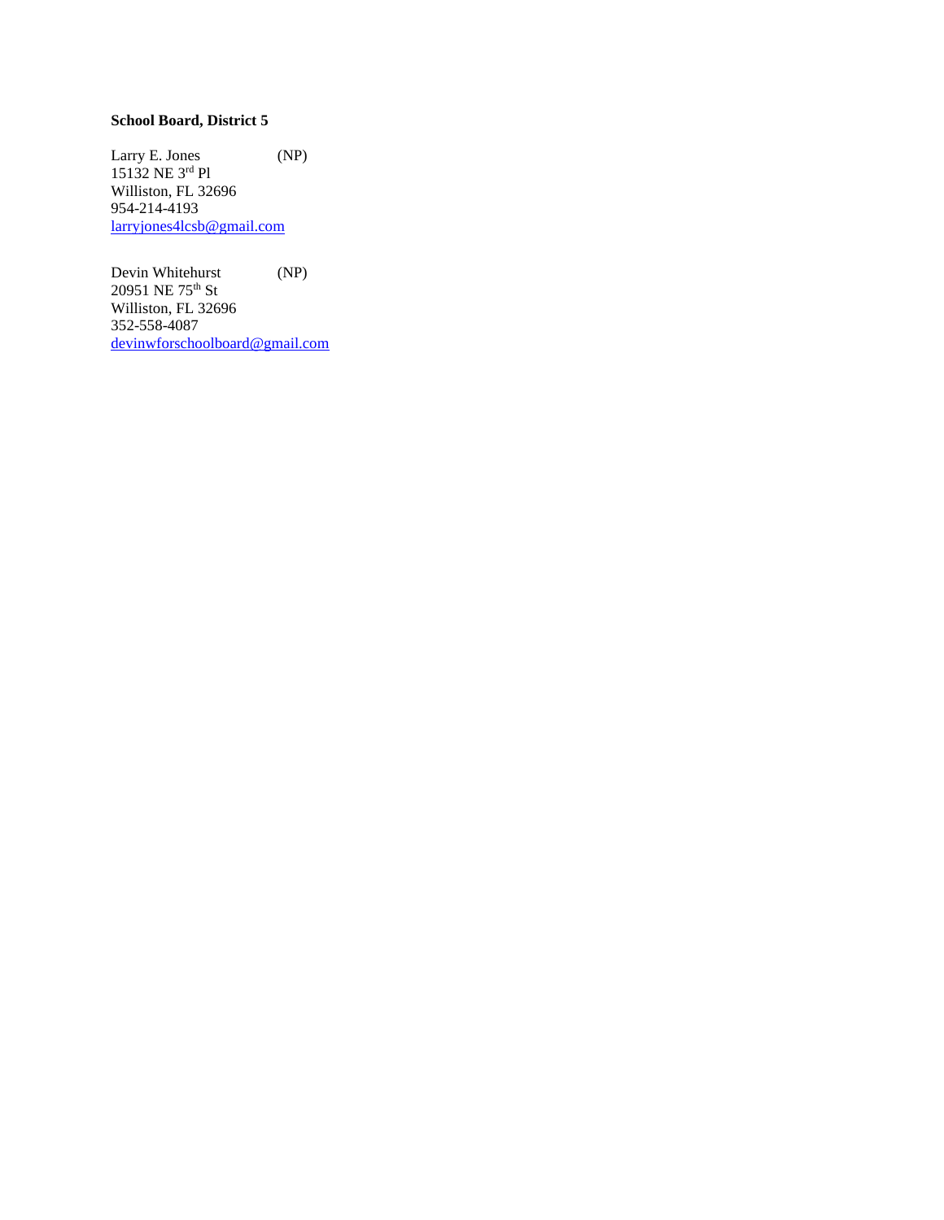**School Board, District 5**

Larry E. Jones (NP)
15132 NE 3rd Pl
Williston, FL 32696
954-214-4193
larryjones4lcsb@gmail.com

Devin Whitehurst (NP)
20951 NE 75th St
Williston, FL 32696
352-558-4087
devinwforschoolboard@gmail.com